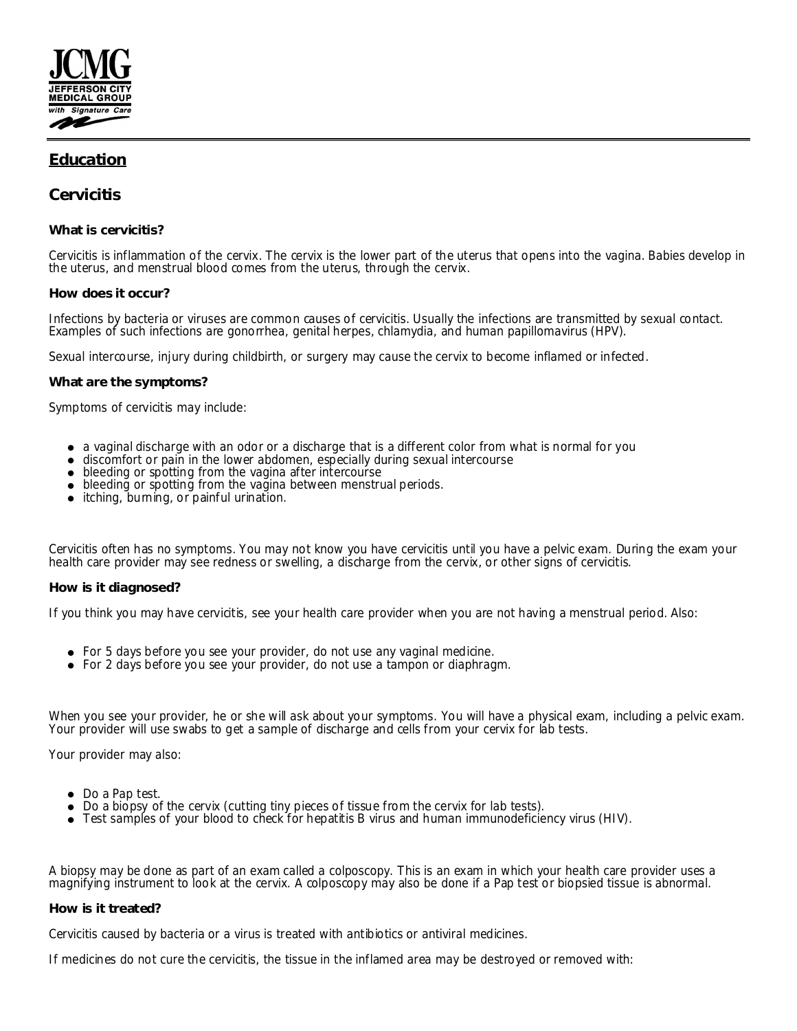JCMG
JEFFERSON CITY
MEDICAL GROUP
with Signature Care

## Education

# Cervicitis

### What is cervicitis?

Cervicitis is inflammation of the cervix. The cervix is the lower part of the uterus that opens into the vagina. Babies develop in the uterus, and menstrual blood comes from the uterus, through the cervix.

### How does it occur?

Infections by bacteria or viruses are common causes of cervicitis. Usually the infections are transmitted by sexual contact. Examples of such infections are gonorrhea, genital herpes, chlamydia, and human papillomavirus (HPV).

Sexual intercourse, injury during childbirth, or surgery may cause the cervix to become inflamed or infected.

### What are the symptoms?

Symptoms of cervicitis may include:

- a vaginal discharge with an odor or a discharge that is a different color from what is normal for you
- discomfort or pain in the lower abdomen, especially during sexual intercourse
- bleeding or spotting from the vagina after intercourse
- bleeding or spotting from the vagina between menstrual periods.
- itching, burning, or painful urination.

Cervicitis often has no symptoms. You may not know you have cervicitis until you have a pelvic exam. During the exam your health care provider may see redness or swelling, a discharge from the cervix, or other signs of cervicitis.

### How is it diagnosed?

If you think you may have cervicitis, see your health care provider when you are not having a menstrual period. Also:

- For 5 days before you see your provider, do not use any vaginal medicine.
- For 2 days before you see your provider, do not use a tampon or diaphragm.

When you see your provider, he or she will ask about your symptoms. You will have a physical exam, including a pelvic exam. Your provider will use swabs to get a sample of discharge and cells from your cervix for lab tests.

Your provider may also:

- Do a Pap test.
- Do a biopsy of the cervix (cutting tiny pieces of tissue from the cervix for lab tests).
- Test samples of your blood to check for hepatitis B virus and human immunodeficiency virus (HIV).

A biopsy may be done as part of an exam called a colposcopy. This is an exam in which your health care provider uses a magnifying instrument to look at the cervix. A colposcopy may also be done if a Pap test or biopsied tissue is abnormal.

### How is it treated?

Cervicitis caused by bacteria or a virus is treated with antibiotics or antiviral medicines.

If medicines do not cure the cervicitis, the tissue in the inflamed area may be destroyed or removed with: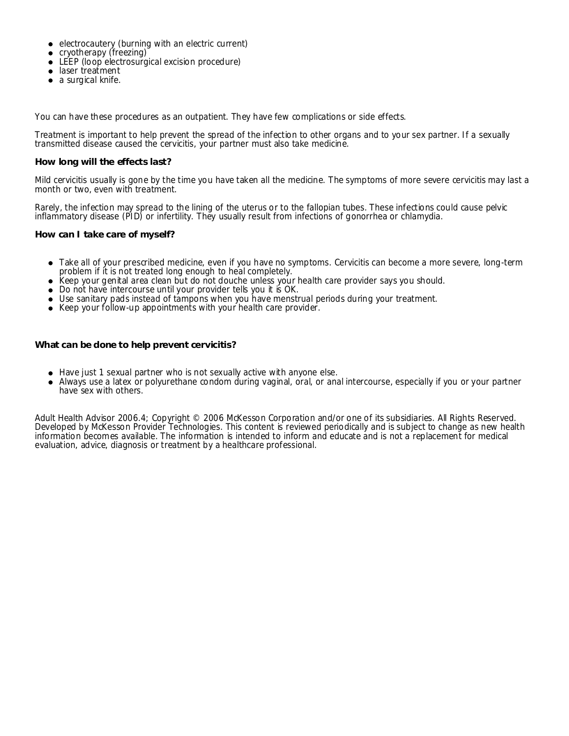- electrocautery (burning with an electric current)
- cryotherapy (freezing)
- LEEP (loop electrosurgical excision procedure)
- laser treatment
- a surgical knife.

You can have these procedures as an outpatient. They have few complications or side effects.

Treatment is important to help prevent the spread of the infection to other organs and to your sex partner. If a sexually transmitted disease caused the cervicitis, your partner must also take medicine.

### How long will the effects last?

Mild cervicitis usually is gone by the time you have taken all the medicine. The symptoms of more severe cervicitis may last a month or two, even with treatment.

Rarely, the infection may spread to the lining of the uterus or to the fallopian tubes. These infections could cause pelvic inflammatory disease (PID) or infertility. They usually result from infections of gonorrhea or chlamydia.

### How can I take care of myself?

- Take all of your prescribed medicine, even if you have no symptoms. Cervicitis can become a more severe, long-term problem if it is not treated long enough to heal completely.
- Keep your genital area clean but do not douche unless your health care provider says you should.
- Do not have intercourse until your provider tells you it is OK.
- Use sanitary pads instead of tampons when you have menstrual periods during your treatment.
- Keep your follow-up appointments with your health care provider.

### What can be done to help prevent cervicitis?

- Have just 1 sexual partner who is not sexually active with anyone else.
- Always use a latex or polyurethane condom during vaginal, oral, or anal intercourse, especially if you or your partner have sex with others.

Adult Health Advisor 2006.4; Copyright © 2006 McKesson Corporation and/or one of its subsidiaries. All Rights Reserved. Developed by McKesson Provider Technologies. This content is reviewed periodically and is subject to change as new health information becomes available. The information is intended to inform and educate and is not a replacement for medical evaluation, advice, diagnosis or treatment by a healthcare professional.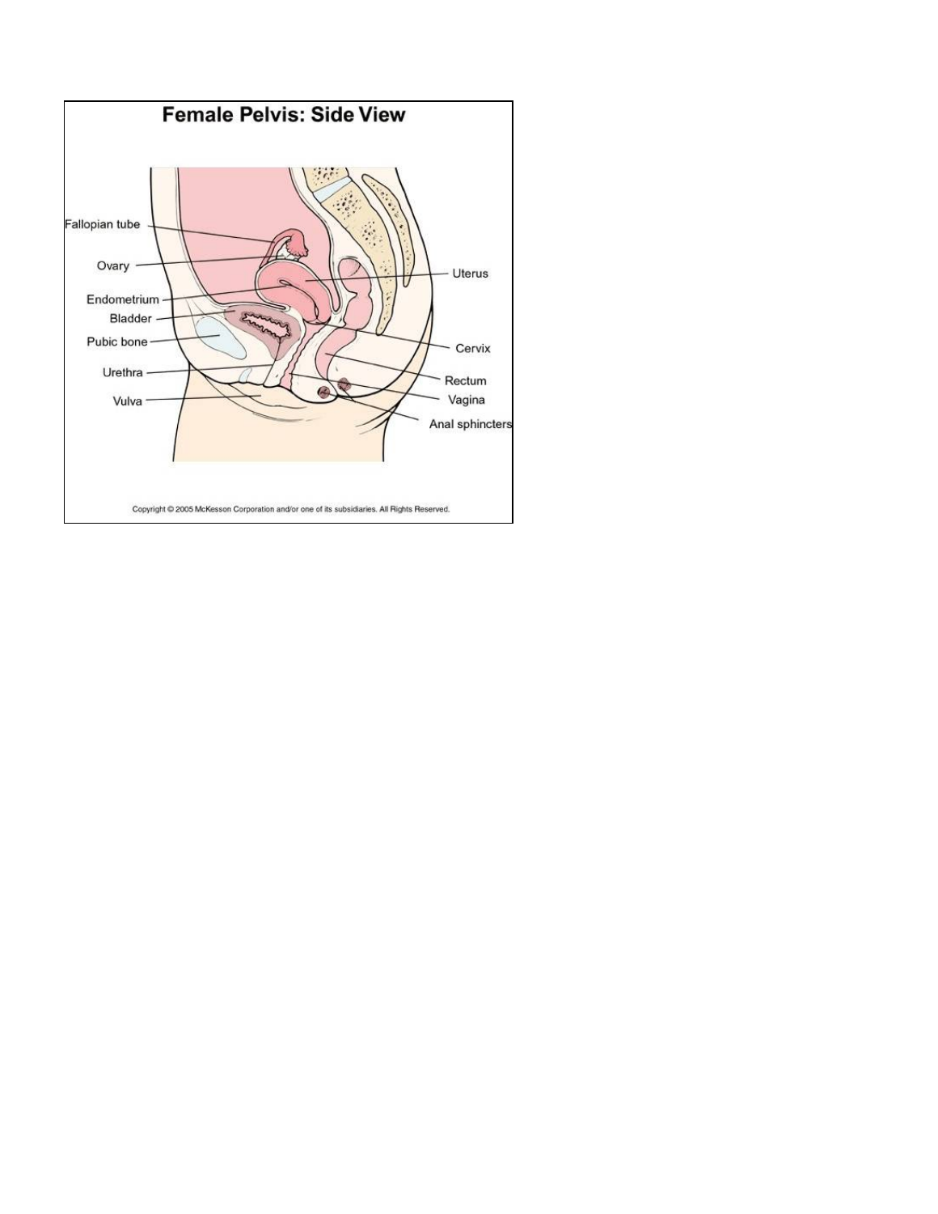Female Pelvis: Side View

Fallopian tube

Ovary

Endometrium

Bladder

Pubic bone

Urethra

Vulva

Uterus

Cervix

Rectum

Vagina

Anal sphincters

Copyright © 2005 McKesson Corporation and/or one of its subsidiaries. All Rights Reserved.